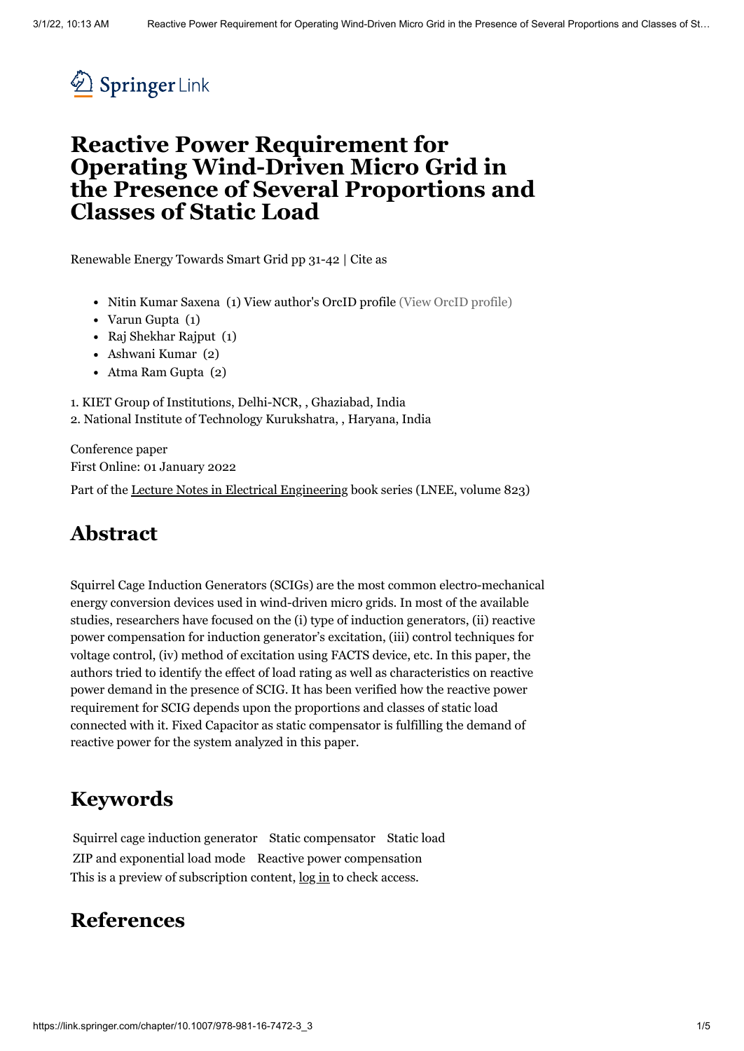Springer Link

# Reactive Power Requirement for Operating Wind-Driven Micro Grid in the Presence of Several Proportions and Classes of Static Load

Renewable Energy Towards Smart Grid pp 31-42 | Cite as

- Nitin Kumar Saxena (1) View author's OrcID profile (View OrcID profile)
- Varun Gupta (1)
- Raj Shekhar Rajput (1)
- Ashwani Kumar (2)
- Atma Ram Gupta (2)

1. KIET Group of Institutions, Delhi-NCR, , Ghaziabad, India
2. National Institute of Technology Kurukshatra, , Haryana, India

Conference paper
First Online: 01 January 2022

Part of the Lecture Notes in Electrical Engineering book series (LNEE, volume 823)

## Abstract

Squirrel Cage Induction Generators (SCIGs) are the most common electro-mechanical energy conversion devices used in wind-driven micro grids. In most of the available studies, researchers have focused on the (i) type of induction generators, (ii) reactive power compensation for induction generator's excitation, (iii) control techniques for voltage control, (iv) method of excitation using FACTS device, etc. In this paper, the authors tried to identify the effect of load rating as well as characteristics on reactive power demand in the presence of SCIG. It has been verified how the reactive power requirement for SCIG depends upon the proportions and classes of static load connected with it. Fixed Capacitor as static compensator is fulfilling the demand of reactive power for the system analyzed in this paper.

## Keywords

Squirrel cage induction generator Static compensator Static load ZIP and exponential load mode Reactive power compensation

This is a preview of subscription content, log in to check access.

## References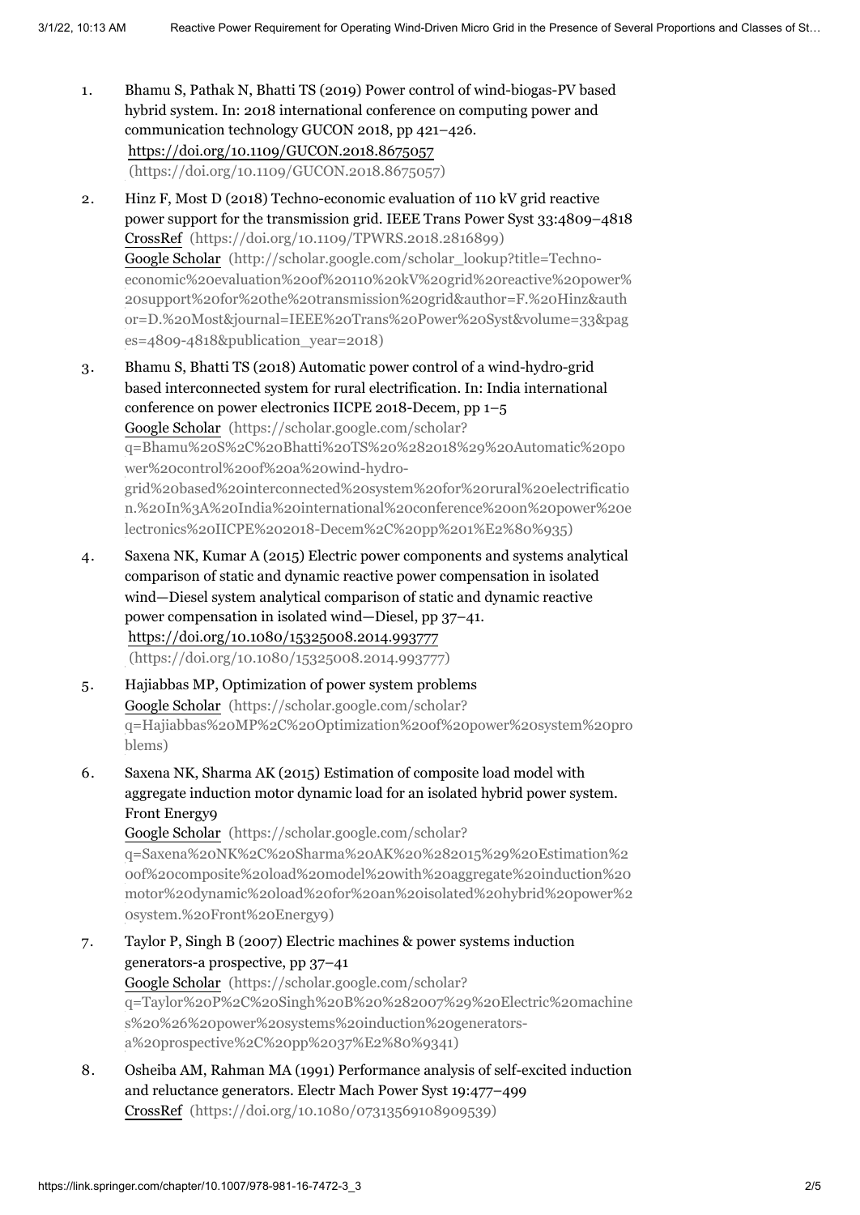1. Bhamu S, Pathak N, Bhatti TS (2019) Power control of wind-biogas-PV based hybrid system. In: 2018 international conference on computing power and communication technology GUCON 2018, pp 421–426. https://doi.org/10.1109/GUCON.2018.8675057 (https://doi.org/10.1109/GUCON.2018.8675057)

2. Hinz F, Most D (2018) Techno-economic evaluation of 110 kV grid reactive power support for the transmission grid. IEEE Trans Power Syst 33:4809–4818 CrossRef (https://doi.org/10.1109/TPWRS.2018.2816899) Google Scholar (http://scholar.google.com/scholar_lookup?title=Techno-economic%20evaluation%20of%20110%20kV%20grid%20reactive%20power%20support%20for%20the%20transmission%20grid&author=F.%20Hinz&author=D.%20Most&journal=IEEE%20Trans%20Power%20Syst&volume=33&pages=4809-4818&publication_year=2018)

3. Bhamu S, Bhatti TS (2018) Automatic power control of a wind-hydro-grid based interconnected system for rural electrification. In: India international conference on power electronics IICPE 2018-Decem, pp 1–5 Google Scholar (https://scholar.google.com/scholar?q=Bhamu%20S%2C%20Bhatti%20TS%20%282018%29%20Automatic%20power%20control%20of%20a%20wind-hydro-grid%20based%20interconnected%20system%20for%20rural%20electrification.%20In%3A%20India%20international%20conference%20on%20power%20electronics%20IICPE%202018-Decem%2C%20pp%201%E2%80%935)

4. Saxena NK, Kumar A (2015) Electric power components and systems analytical comparison of static and dynamic reactive power compensation in isolated wind—Diesel system analytical comparison of static and dynamic reactive power compensation in isolated wind—Diesel, pp 37–41. https://doi.org/10.1080/15325008.2014.993777 (https://doi.org/10.1080/15325008.2014.993777)

5. Hajiabbas MP, Optimization of power system problems Google Scholar (https://scholar.google.com/scholar?q=Hajiabbas%20MP%2C%20Optimization%20of%20power%20system%20problems)

6. Saxena NK, Sharma AK (2015) Estimation of composite load model with aggregate induction motor dynamic load for an isolated hybrid power system. Front Energy9 Google Scholar (https://scholar.google.com/scholar?q=Saxena%20NK%2C%20Sharma%20AK%20%282015%29%20Estimation%20of%20composite%20load%20model%20with%20aggregate%20induction%20motor%20dynamic%20load%20for%20an%20isolated%20hybrid%20power%20system.%20Front%20Energy9)

7. Taylor P, Singh B (2007) Electric machines & power systems induction generators-a prospective, pp 37–41 Google Scholar (https://scholar.google.com/scholar?q=Taylor%20P%2C%20Singh%20B%20%282007%29%20Electric%20machines%20%26%20power%20systems%20induction%20generators-a%20prospective%2C%20pp%2037%E2%80%9341)

8. Osheiba AM, Rahman MA (1991) Performance analysis of self-excited induction and reluctance generators. Electr Mach Power Syst 19:477–499 CrossRef (https://doi.org/10.1080/07313569108909539)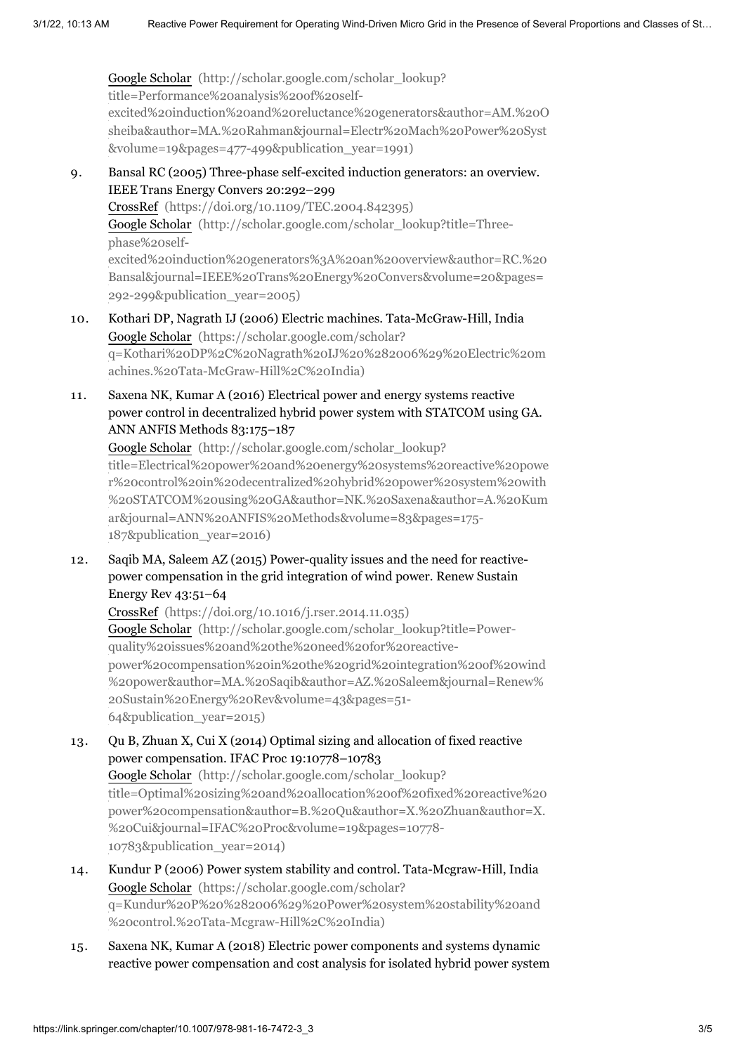Google Scholar (http://scholar.google.com/scholar_lookup?title=Performance%20analysis%20of%20self-excited%20induction%20and%20reluctance%20generators&author=AM.%20Osheiba&author=MA.%20Rahman&journal=Electr%20Mach%20Power%20Syst&volume=19&pages=477-499&publication_year=1991)

9. Bansal RC (2005) Three-phase self-excited induction generators: an overview. IEEE Trans Energy Convers 20:292–299
   CrossRef (https://doi.org/10.1109/TEC.2004.842395)
   Google Scholar (http://scholar.google.com/scholar_lookup?title=Three-phase%20self-excited%20induction%20generators%3A%20an%20overview&author=RC.%20Bansal&journal=IEEE%20Trans%20Energy%20Convers&volume=20&pages=292-299&publication_year=2005)

10. Kothari DP, Nagrath IJ (2006) Electric machines. Tata-McGraw-Hill, India
    Google Scholar (https://scholar.google.com/scholar?q=Kothari%20DP%2C%20Nagrath%20IJ%20%282006%29%20Electric%20machines.%20Tata-McGraw-Hill%2C%20India)

11. Saxena NK, Kumar A (2016) Electrical power and energy systems reactive power control in decentralized hybrid power system with STATCOM using GA. ANN ANFIS Methods 83:175–187
    Google Scholar (http://scholar.google.com/scholar_lookup?title=Electrical%20power%20and%20energy%20systems%20reactive%20power%20control%20in%20decentralized%20hybrid%20power%20system%20with%20STATCOM%20using%20GA&author=NK.%20Saxena&author=A.%20Kumar&journal=ANN%20ANFIS%20Methods&volume=83&pages=175-187&publication_year=2016)

12. Saqib MA, Saleem AZ (2015) Power-quality issues and the need for reactive-power compensation in the grid integration of wind power. Renew Sustain Energy Rev 43:51–64
    CrossRef (https://doi.org/10.1016/j.rser.2014.11.035)
    Google Scholar (http://scholar.google.com/scholar_lookup?title=Power-quality%20issues%20and%20the%20need%20for%20reactive-power%20compensation%20in%20the%20grid%20integration%20of%20wind%20power&author=MA.%20Saqib&author=AZ.%20Saleem&journal=Renew%20Sustain%20Energy%20Rev&volume=43&pages=51-64&publication_year=2015)

13. Qu B, Zhuan X, Cui X (2014) Optimal sizing and allocation of fixed reactive power compensation. IFAC Proc 19:10778–10783
    Google Scholar (http://scholar.google.com/scholar_lookup?title=Optimal%20sizing%20and%20allocation%20of%20fixed%20reactive%20power%20compensation&author=B.%20Qu&author=X.%20Zhuan&author=X.%20Cui&journal=IFAC%20Proc&volume=19&pages=10778-10783&publication_year=2014)

14. Kundur P (2006) Power system stability and control. Tata-Mcgraw-Hill, India
    Google Scholar (https://scholar.google.com/scholar?q=Kundur%20P%20%282006%29%20Power%20system%20stability%20and%20control.%20Tata-Mcgraw-Hill%2C%20India)

15. Saxena NK, Kumar A (2018) Electric power components and systems dynamic reactive power compensation and cost analysis for isolated hybrid power system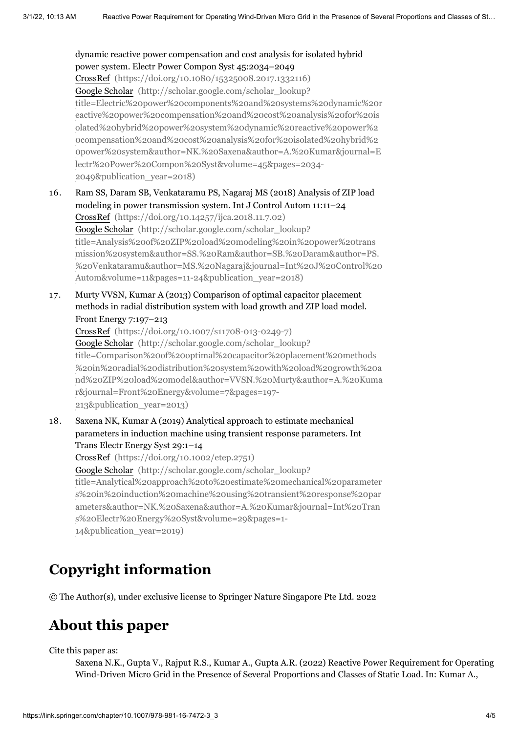dynamic reactive power compensation and cost analysis for isolated hybrid power system. Electr Power Compon Syst 45:2034–2049
CrossRef (https://doi.org/10.1080/15325008.2017.1332116)
Google Scholar (http://scholar.google.com/scholar_lookup?title=Electric%20power%20components%20and%20systems%20dynamic%20reactive%20power%20compensation%20and%20cost%20analysis%20for%20isolated%20hybrid%20power%20system%20dynamic%20reactive%20power%20compensation%20and%20cost%20analysis%20for%20isolated%20hybrid%20power%20system&author=NK.%20Saxena&author=A.%20Kumar&journal=Electr%20Power%20Compon%20Syst&volume=45&pages=2034-2049&publication_year=2018)

16. Ram SS, Daram SB, Venkataramu PS, Nagaraj MS (2018) Analysis of ZIP load modeling in power transmission system. Int J Control Autom 11:11–24
CrossRef (https://doi.org/10.14257/ijca.2018.11.7.02)
Google Scholar (http://scholar.google.com/scholar_lookup?title=Analysis%20of%20ZIP%20load%20modeling%20in%20power%20transmission%20system&author=SS.%20Ram&author=SB.%20Daram&author=PS.%20Venkataramu&author=MS.%20Nagaraj&journal=Int%20J%20Control%20Autom&volume=11&pages=11-24&publication_year=2018)

17. Murty VVSN, Kumar A (2013) Comparison of optimal capacitor placement methods in radial distribution system with load growth and ZIP load model. Front Energy 7:197–213
CrossRef (https://doi.org/10.1007/s11708-013-0249-7)
Google Scholar (http://scholar.google.com/scholar_lookup?title=Comparison%20of%20optimal%20capacitor%20placement%20methods%20in%20radial%20distribution%20system%20with%20load%20growth%20and%20ZIP%20load%20model&author=VVSN.%20Murty&author=A.%20Kumar&journal=Front%20Energy&volume=7&pages=197-213&publication_year=2013)

18. Saxena NK, Kumar A (2019) Analytical approach to estimate mechanical parameters in induction machine using transient response parameters. Int Trans Electr Energy Syst 29:1–14
CrossRef (https://doi.org/10.1002/etep.2751)
Google Scholar (http://scholar.google.com/scholar_lookup?title=Analytical%20approach%20to%20estimate%20mechanical%20parameters%20in%20induction%20machine%20using%20transient%20response%20parameters&author=NK.%20Saxena&author=A.%20Kumar&journal=Int%20Trans%20Electr%20Energy%20Syst&volume=29&pages=1-14&publication_year=2019)

## Copyright information

© The Author(s), under exclusive license to Springer Nature Singapore Pte Ltd. 2022

## About this paper

Cite this paper as:

Saxena N.K., Gupta V., Rajput R.S., Kumar A., Gupta A.R. (2022) Reactive Power Requirement for Operating Wind-Driven Micro Grid in the Presence of Several Proportions and Classes of Static Load. In: Kumar A.,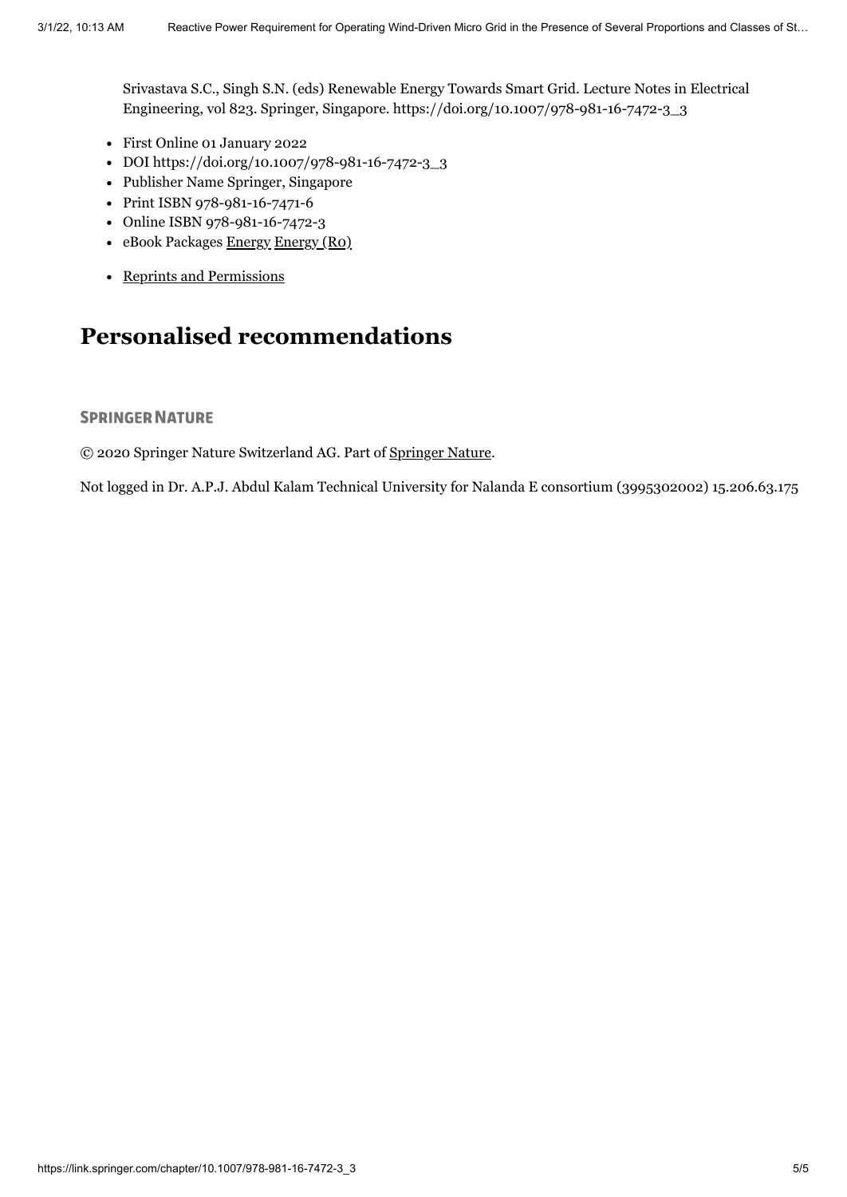Srivastava S.C., Singh S.N. (eds) Renewable Energy Towards Smart Grid. Lecture Notes in Electrical Engineering, vol 823. Springer, Singapore. https://doi.org/10.1007/978-981-16-7472-3_3

- First Online 01 January 2022
- DOI https://doi.org/10.1007/978-981-16-7472-3_3
- Publisher Name Springer, Singapore
- Print ISBN 978-981-16-7471-6
- Online ISBN 978-981-16-7472-3
- eBook Packages Energy Energy (R0)

- Reprints and Permissions

# Personalised recommendations

**SPRINGER NATURE**

© 2020 Springer Nature Switzerland AG. Part of Springer Nature.

Not logged in Dr. A.P.J. Abdul Kalam Technical University for Nalanda E consortium (3995302002) 15.206.63.175